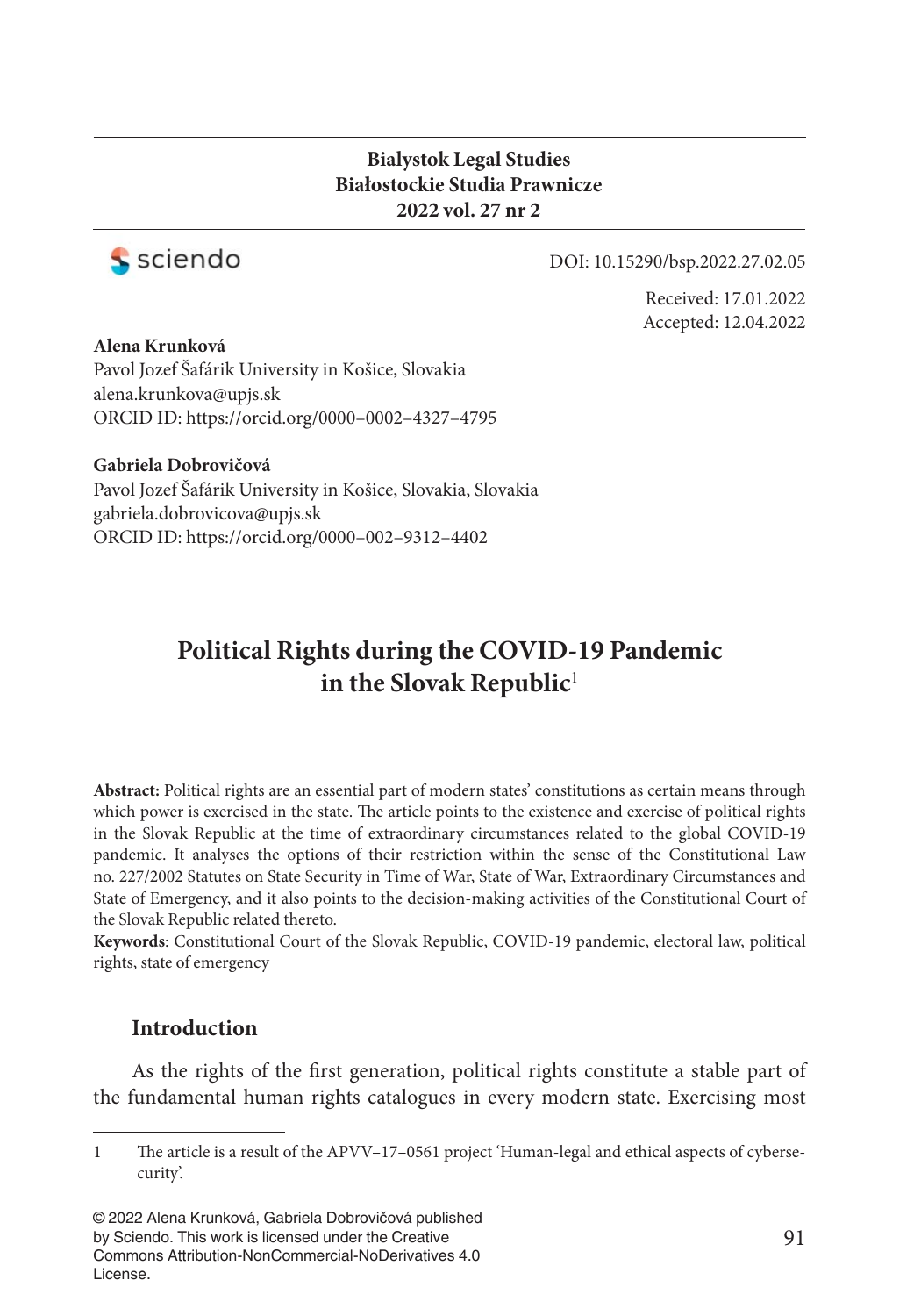**Bialystok Legal Studies**
**Białostockie Studia Prawnicze**
**2022 vol. 27 nr 2**

DOI: 10.15290/bsp.2022.27.02.05

Received: 17.01.2022
Accepted: 12.04.2022

**Alena Krunková**
Pavol Jozef Šafárik University in Košice, Slovakia
alena.krunkova@upjs.sk
ORCID ID: https://orcid.org/0000–0002–4327–4795

**Gabriela Dobrovičová**
Pavol Jozef Šafárik University in Košice, Slovakia, Slovakia
gabriela.dobrovicova@upjs.sk
ORCID ID: https://orcid.org/0000–002–9312–4402

# Political Rights during the COVID-19 Pandemic in the Slovak Republic[1]

**Abstract:** Political rights are an essential part of modern states' constitutions as certain means through which power is exercised in the state. The article points to the existence and exercise of political rights in the Slovak Republic at the time of extraordinary circumstances related to the global COVID-19 pandemic. It analyses the options of their restriction within the sense of the Constitutional Law no. 227/2002 Statutes on State Security in Time of War, State of War, Extraordinary Circumstances and State of Emergency, and it also points to the decision-making activities of the Constitutional Court of the Slovak Republic related thereto.

**Keywords**: Constitutional Court of the Slovak Republic, COVID-19 pandemic, electoral law, political rights, state of emergency

## Introduction

As the rights of the first generation, political rights constitute a stable part of the fundamental human rights catalogues in every modern state. Exercising most

---

1 The article is a result of the APVV–17–0561 project 'Human-legal and ethical aspects of cybersecurity'.

© 2022 Alena Krunková, Gabriela Dobrovičová published by Sciendo. This work is licensed under the Creative Commons Attribution-NonCommercial-NoDerivatives 4.0 License.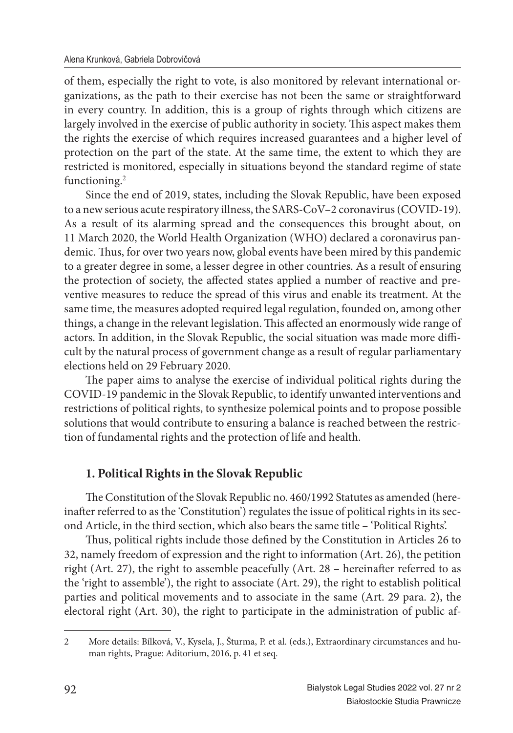of them, especially the right to vote, is also monitored by relevant international organizations, as the path to their exercise has not been the same or straightforward in every country. In addition, this is a group of rights through which citizens are largely involved in the exercise of public authority in society. This aspect makes them the rights the exercise of which requires increased guarantees and a higher level of protection on the part of the state. At the same time, the extent to which they are restricted is monitored, especially in situations beyond the standard regime of state functioning.[2]

Since the end of 2019, states, including the Slovak Republic, have been exposed to a new serious acute respiratory illness, the SARS-CoV–2 coronavirus (COVID-19). As a result of its alarming spread and the consequences this brought about, on 11 March 2020, the World Health Organization (WHO) declared a coronavirus pandemic. Thus, for over two years now, global events have been mired by this pandemic to a greater degree in some, a lesser degree in other countries. As a result of ensuring the protection of society, the affected states applied a number of reactive and preventive measures to reduce the spread of this virus and enable its treatment. At the same time, the measures adopted required legal regulation, founded on, among other things, a change in the relevant legislation. This affected an enormously wide range of actors. In addition, in the Slovak Republic, the social situation was made more difficult by the natural process of government change as a result of regular parliamentary elections held on 29 February 2020.

The paper aims to analyse the exercise of individual political rights during the COVID-19 pandemic in the Slovak Republic, to identify unwanted interventions and restrictions of political rights, to synthesize polemical points and to propose possible solutions that would contribute to ensuring a balance is reached between the restriction of fundamental rights and the protection of life and health.

## 1. Political Rights in the Slovak Republic

The Constitution of the Slovak Republic no. 460/1992 Statutes as amended (hereinafter referred to as the 'Constitution') regulates the issue of political rights in its second Article, in the third section, which also bears the same title – 'Political Rights'.

Thus, political rights include those defined by the Constitution in Articles 26 to 32, namely freedom of expression and the right to information (Art. 26), the petition right (Art. 27), the right to assemble peacefully (Art. 28 – hereinafter referred to as the 'right to assemble'), the right to associate (Art. 29), the right to establish political parties and political movements and to associate in the same (Art. 29 para. 2), the electoral right (Art. 30), the right to participate in the administration of public af-

---

2 More details: Bílková, V., Kysela, J., Šturma, P. et al. (eds.), Extraordinary circumstances and human rights, Prague: Aditorium, 2016, p. 41 et seq.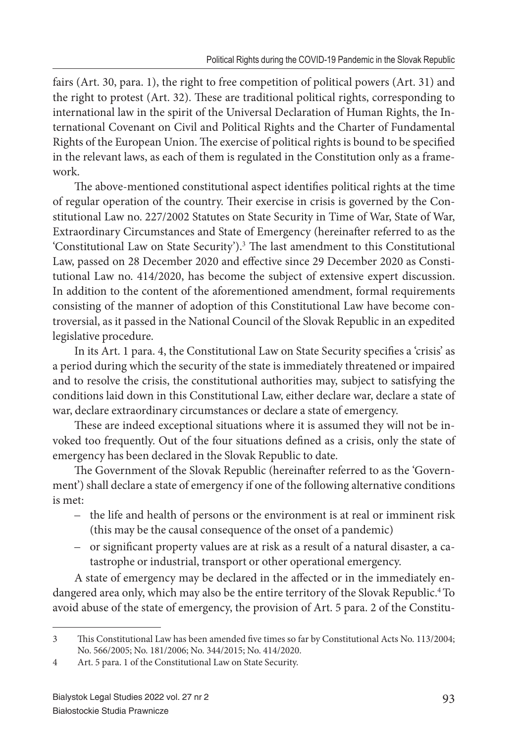fairs (Art. 30, para. 1), the right to free competition of political powers (Art. 31) and the right to protest (Art. 32). These are traditional political rights, corresponding to international law in the spirit of the Universal Declaration of Human Rights, the International Covenant on Civil and Political Rights and the Charter of Fundamental Rights of the European Union. The exercise of political rights is bound to be specified in the relevant laws, as each of them is regulated in the Constitution only as a framework.

The above-mentioned constitutional aspect identifies political rights at the time of regular operation of the country. Their exercise in crisis is governed by the Constitutional Law no. 227/2002 Statutes on State Security in Time of War, State of War, Extraordinary Circumstances and State of Emergency (hereinafter referred to as the 'Constitutional Law on State Security').[3] The last amendment to this Constitutional Law, passed on 28 December 2020 and effective since 29 December 2020 as Constitutional Law no. 414/2020, has become the subject of extensive expert discussion. In addition to the content of the aforementioned amendment, formal requirements consisting of the manner of adoption of this Constitutional Law have become controversial, as it passed in the National Council of the Slovak Republic in an expedited legislative procedure.

In its Art. 1 para. 4, the Constitutional Law on State Security specifies a 'crisis' as a period during which the security of the state is immediately threatened or impaired and to resolve the crisis, the constitutional authorities may, subject to satisfying the conditions laid down in this Constitutional Law, either declare war, declare a state of war, declare extraordinary circumstances or declare a state of emergency.

These are indeed exceptional situations where it is assumed they will not be invoked too frequently. Out of the four situations defined as a crisis, only the state of emergency has been declared in the Slovak Republic to date.

The Government of the Slovak Republic (hereinafter referred to as the 'Government') shall declare a state of emergency if one of the following alternative conditions is met:

- the life and health of persons or the environment is at real or imminent risk (this may be the causal consequence of the onset of a pandemic)
- or significant property values are at risk as a result of a natural disaster, a catastrophe or industrial, transport or other operational emergency.

A state of emergency may be declared in the affected or in the immediately endangered area only, which may also be the entire territory of the Slovak Republic.[4] To avoid abuse of the state of emergency, the provision of Art. 5 para. 2 of the Constitu-

---

3 This Constitutional Law has been amended five times so far by Constitutional Acts No. 113/2004; No. 566/2005; No. 181/2006; No. 344/2015; No. 414/2020.

4 Art. 5 para. 1 of the Constitutional Law on State Security.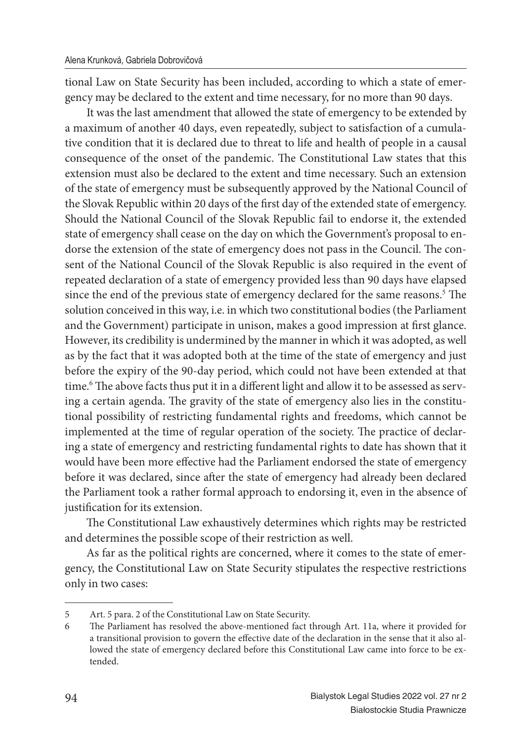tional Law on State Security has been included, according to which a state of emergency may be declared to the extent and time necessary, for no more than 90 days.

It was the last amendment that allowed the state of emergency to be extended by a maximum of another 40 days, even repeatedly, subject to satisfaction of a cumulative condition that it is declared due to threat to life and health of people in a causal consequence of the onset of the pandemic. The Constitutional Law states that this extension must also be declared to the extent and time necessary. Such an extension of the state of emergency must be subsequently approved by the National Council of the Slovak Republic within 20 days of the first day of the extended state of emergency. Should the National Council of the Slovak Republic fail to endorse it, the extended state of emergency shall cease on the day on which the Government's proposal to endorse the extension of the state of emergency does not pass in the Council. The consent of the National Council of the Slovak Republic is also required in the event of repeated declaration of a state of emergency provided less than 90 days have elapsed since the end of the previous state of emergency declared for the same reasons.[5] The solution conceived in this way, i.e. in which two constitutional bodies (the Parliament and the Government) participate in unison, makes a good impression at first glance. However, its credibility is undermined by the manner in which it was adopted, as well as by the fact that it was adopted both at the time of the state of emergency and just before the expiry of the 90-day period, which could not have been extended at that time.[6] The above facts thus put it in a different light and allow it to be assessed as serving a certain agenda. The gravity of the state of emergency also lies in the constitutional possibility of restricting fundamental rights and freedoms, which cannot be implemented at the time of regular operation of the society. The practice of declaring a state of emergency and restricting fundamental rights to date has shown that it would have been more effective had the Parliament endorsed the state of emergency before it was declared, since after the state of emergency had already been declared the Parliament took a rather formal approach to endorsing it, even in the absence of justification for its extension.

The Constitutional Law exhaustively determines which rights may be restricted and determines the possible scope of their restriction as well.

As far as the political rights are concerned, where it comes to the state of emergency, the Constitutional Law on State Security stipulates the respective restrictions only in two cases:

---

5 Art. 5 para. 2 of the Constitutional Law on State Security.

6 The Parliament has resolved the above-mentioned fact through Art. 11a, where it provided for a transitional provision to govern the effective date of the declaration in the sense that it also allowed the state of emergency declared before this Constitutional Law came into force to be extended.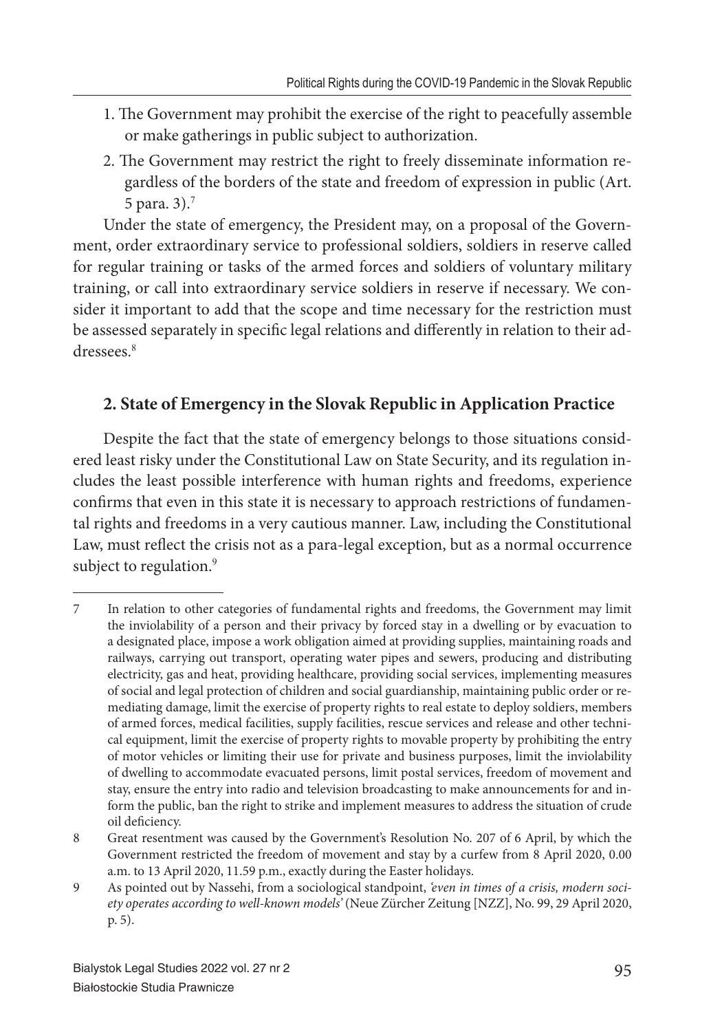1. The Government may prohibit the exercise of the right to peacefully assemble or make gatherings in public subject to authorization.
2. The Government may restrict the right to freely disseminate information regardless of the borders of the state and freedom of expression in public (Art. 5 para. 3).[7]

Under the state of emergency, the President may, on a proposal of the Government, order extraordinary service to professional soldiers, soldiers in reserve called for regular training or tasks of the armed forces and soldiers of voluntary military training, or call into extraordinary service soldiers in reserve if necessary. We consider it important to add that the scope and time necessary for the restriction must be assessed separately in specific legal relations and differently in relation to their addressees.[8]

## 2. State of Emergency in the Slovak Republic in Application Practice

Despite the fact that the state of emergency belongs to those situations considered least risky under the Constitutional Law on State Security, and its regulation includes the least possible interference with human rights and freedoms, experience confirms that even in this state it is necessary to approach restrictions of fundamental rights and freedoms in a very cautious manner. Law, including the Constitutional Law, must reflect the crisis not as a para-legal exception, but as a normal occurrence subject to regulation.[9]

---

7 In relation to other categories of fundamental rights and freedoms, the Government may limit the inviolability of a person and their privacy by forced stay in a dwelling or by evacuation to a designated place, impose a work obligation aimed at providing supplies, maintaining roads and railways, carrying out transport, operating water pipes and sewers, producing and distributing electricity, gas and heat, providing healthcare, providing social services, implementing measures of social and legal protection of children and social guardianship, maintaining public order or remediating damage, limit the exercise of property rights to real estate to deploy soldiers, members of armed forces, medical facilities, supply facilities, rescue services and release and other technical equipment, limit the exercise of property rights to movable property by prohibiting the entry of motor vehicles or limiting their use for private and business purposes, limit the inviolability of dwelling to accommodate evacuated persons, limit postal services, freedom of movement and stay, ensure the entry into radio and television broadcasting to make announcements for and inform the public, ban the right to strike and implement measures to address the situation of crude oil deficiency.

8 Great resentment was caused by the Government's Resolution No. 207 of 6 April, by which the Government restricted the freedom of movement and stay by a curfew from 8 April 2020, 0.00 a.m. to 13 April 2020, 11.59 p.m., exactly during the Easter holidays.

9 As pointed out by Nassehi, from a sociological standpoint, *'even in times of a crisis, modern society operates according to well-known models'* (Neue Zürcher Zeitung [NZZ], No. 99, 29 April 2020, p. 5).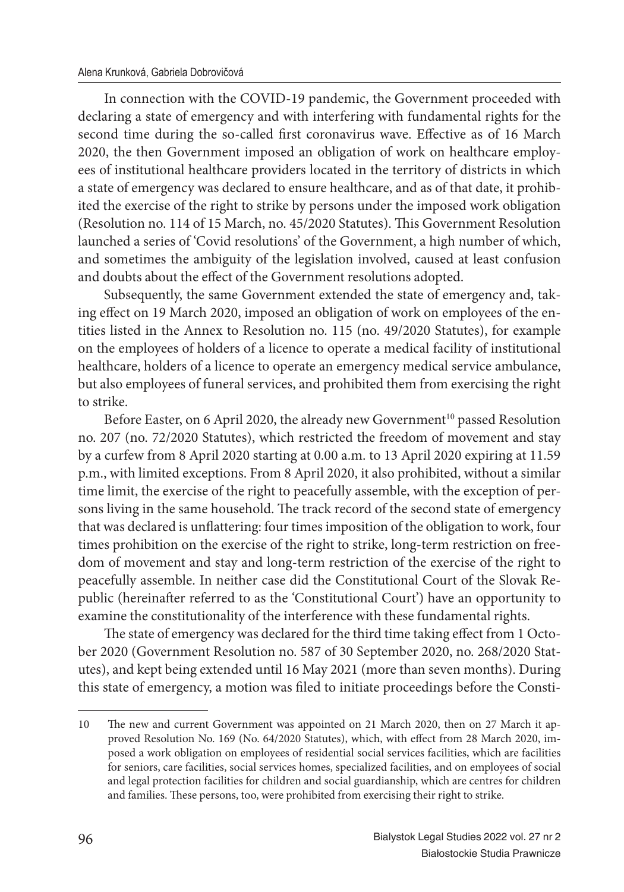In connection with the COVID-19 pandemic, the Government proceeded with declaring a state of emergency and with interfering with fundamental rights for the second time during the so-called first coronavirus wave. Effective as of 16 March 2020, the then Government imposed an obligation of work on healthcare employees of institutional healthcare providers located in the territory of districts in which a state of emergency was declared to ensure healthcare, and as of that date, it prohibited the exercise of the right to strike by persons under the imposed work obligation (Resolution no. 114 of 15 March, no. 45/2020 Statutes). This Government Resolution launched a series of 'Covid resolutions' of the Government, a high number of which, and sometimes the ambiguity of the legislation involved, caused at least confusion and doubts about the effect of the Government resolutions adopted.

Subsequently, the same Government extended the state of emergency and, taking effect on 19 March 2020, imposed an obligation of work on employees of the entities listed in the Annex to Resolution no. 115 (no. 49/2020 Statutes), for example on the employees of holders of a licence to operate a medical facility of institutional healthcare, holders of a licence to operate an emergency medical service ambulance, but also employees of funeral services, and prohibited them from exercising the right to strike.

Before Easter, on 6 April 2020, the already new Government[10] passed Resolution no. 207 (no. 72/2020 Statutes), which restricted the freedom of movement and stay by a curfew from 8 April 2020 starting at 0.00 a.m. to 13 April 2020 expiring at 11.59 p.m., with limited exceptions. From 8 April 2020, it also prohibited, without a similar time limit, the exercise of the right to peacefully assemble, with the exception of persons living in the same household. The track record of the second state of emergency that was declared is unflattering: four times imposition of the obligation to work, four times prohibition on the exercise of the right to strike, long-term restriction on freedom of movement and stay and long-term restriction of the exercise of the right to peacefully assemble. In neither case did the Constitutional Court of the Slovak Republic (hereinafter referred to as the 'Constitutional Court') have an opportunity to examine the constitutionality of the interference with these fundamental rights.

The state of emergency was declared for the third time taking effect from 1 October 2020 (Government Resolution no. 587 of 30 September 2020, no. 268/2020 Statutes), and kept being extended until 16 May 2021 (more than seven months). During this state of emergency, a motion was filed to initiate proceedings before the Consti-

---

10 The new and current Government was appointed on 21 March 2020, then on 27 March it approved Resolution No. 169 (No. 64/2020 Statutes), which, with effect from 28 March 2020, imposed a work obligation on employees of residential social services facilities, which are facilities for seniors, care facilities, social services homes, specialized facilities, and on employees of social and legal protection facilities for children and social guardianship, which are centres for children and families. These persons, too, were prohibited from exercising their right to strike.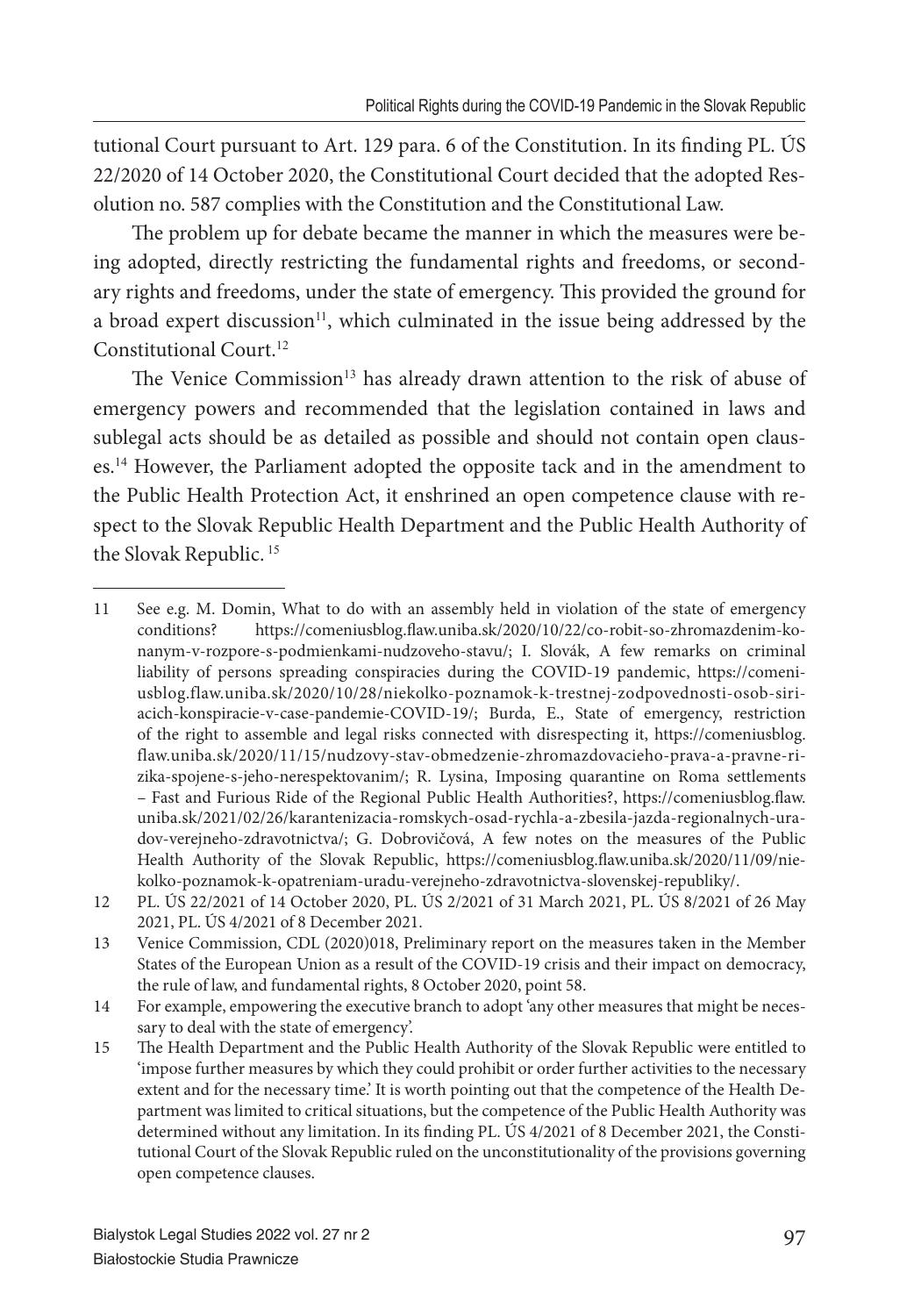tutional Court pursuant to Art. 129 para. 6 of the Constitution. In its finding PL. ÚS 22/2020 of 14 October 2020, the Constitutional Court decided that the adopted Resolution no. 587 complies with the Constitution and the Constitutional Law.

The problem up for debate became the manner in which the measures were being adopted, directly restricting the fundamental rights and freedoms, or secondary rights and freedoms, under the state of emergency. This provided the ground for a broad expert discussion[11], which culminated in the issue being addressed by the Constitutional Court.[12]

The Venice Commission[13] has already drawn attention to the risk of abuse of emergency powers and recommended that the legislation contained in laws and sublegal acts should be as detailed as possible and should not contain open clauses.[14] However, the Parliament adopted the opposite tack and in the amendment to the Public Health Protection Act, it enshrined an open competence clause with respect to the Slovak Republic Health Department and the Public Health Authority of the Slovak Republic.[15]

---

11 See e.g. M. Domin, What to do with an assembly held in violation of the state of emergency conditions? https://comeniusblog.flaw.uniba.sk/2020/10/22/co-robit-so-zhromazdenim-konanym-v-rozpore-s-podmienkami-nudzoveho-stavu/; I. Slovák, A few remarks on criminal liability of persons spreading conspiracies during the COVID-19 pandemic, https://comeniusblog.flaw.uniba.sk/2020/10/28/niekolko-poznamok-k-trestnej-zodpovednosti-osob-siriacich-konspiracie-v-case-pandemie-COVID-19/; Burda, E., State of emergency, restriction of the right to assemble and legal risks connected with disrespecting it, https://comeniusblog.flaw.uniba.sk/2020/11/15/nudzovy-stav-obmedzenie-zhromazdovacieho-prava-a-pravne-rizika-spojene-s-jeho-nerespektovanim/; R. Lysina, Imposing quarantine on Roma settlements – Fast and Furious Ride of the Regional Public Health Authorities?, https://comeniusblog.flaw.uniba.sk/2021/02/26/karantenizacia-romskych-osad-rychla-a-zbesila-jazda-regionalnych-uradov-verejneho-zdravotnictva/; G. Dobrovičová, A few notes on the measures of the Public Health Authority of the Slovak Republic, https://comeniusblog.flaw.uniba.sk/2020/11/09/niekolko-poznamok-k-opatreniam-uradu-verejneho-zdravotnictva-slovenskej-republiky/.

12 PL. ÚS 22/2021 of 14 October 2020, PL. ÚS 2/2021 of 31 March 2021, PL. ÚS 8/2021 of 26 May 2021, PL. ÚS 4/2021 of 8 December 2021.

13 Venice Commission, CDL (2020)018, Preliminary report on the measures taken in the Member States of the European Union as a result of the COVID-19 crisis and their impact on democracy, the rule of law, and fundamental rights, 8 October 2020, point 58.

14 For example, empowering the executive branch to adopt 'any other measures that might be necessary to deal with the state of emergency'.

15 The Health Department and the Public Health Authority of the Slovak Republic were entitled to 'impose further measures by which they could prohibit or order further activities to the necessary extent and for the necessary time.' It is worth pointing out that the competence of the Health Department was limited to critical situations, but the competence of the Public Health Authority was determined without any limitation. In its finding PL. ÚS 4/2021 of 8 December 2021, the Constitutional Court of the Slovak Republic ruled on the unconstitutionality of the provisions governing open competence clauses.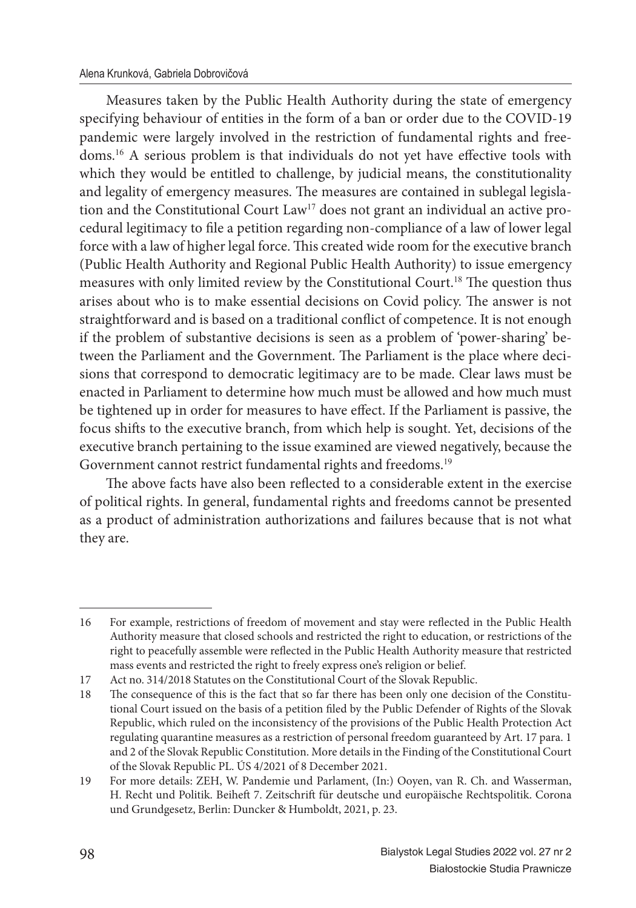Measures taken by the Public Health Authority during the state of emergency specifying behaviour of entities in the form of a ban or order due to the COVID-19 pandemic were largely involved in the restriction of fundamental rights and freedoms.[16] A serious problem is that individuals do not yet have effective tools with which they would be entitled to challenge, by judicial means, the constitutionality and legality of emergency measures. The measures are contained in sublegal legislation and the Constitutional Court Law[17] does not grant an individual an active procedural legitimacy to file a petition regarding non-compliance of a law of lower legal force with a law of higher legal force. This created wide room for the executive branch (Public Health Authority and Regional Public Health Authority) to issue emergency measures with only limited review by the Constitutional Court.[18] The question thus arises about who is to make essential decisions on Covid policy. The answer is not straightforward and is based on a traditional conflict of competence. It is not enough if the problem of substantive decisions is seen as a problem of 'power-sharing' between the Parliament and the Government. The Parliament is the place where decisions that correspond to democratic legitimacy are to be made. Clear laws must be enacted in Parliament to determine how much must be allowed and how much must be tightened up in order for measures to have effect. If the Parliament is passive, the focus shifts to the executive branch, from which help is sought. Yet, decisions of the executive branch pertaining to the issue examined are viewed negatively, because the Government cannot restrict fundamental rights and freedoms.[19]

The above facts have also been reflected to a considerable extent in the exercise of political rights. In general, fundamental rights and freedoms cannot be presented as a product of administration authorizations and failures because that is not what they are.

---

16 For example, restrictions of freedom of movement and stay were reflected in the Public Health Authority measure that closed schools and restricted the right to education, or restrictions of the right to peacefully assemble were reflected in the Public Health Authority measure that restricted mass events and restricted the right to freely express one's religion or belief.

17 Act no. 314/2018 Statutes on the Constitutional Court of the Slovak Republic.

18 The consequence of this is the fact that so far there has been only one decision of the Constitutional Court issued on the basis of a petition filed by the Public Defender of Rights of the Slovak Republic, which ruled on the inconsistency of the provisions of the Public Health Protection Act regulating quarantine measures as a restriction of personal freedom guaranteed by Art. 17 para. 1 and 2 of the Slovak Republic Constitution. More details in the Finding of the Constitutional Court of the Slovak Republic PL. ÚS 4/2021 of 8 December 2021.

19 For more details: ZEH, W. Pandemie und Parlament, (In:) Ooyen, van R. Ch. and Wasserman, H. Recht und Politik. Beiheft 7. Zeitschrift für deutsche und europäische Rechtspolitik. Corona und Grundgesetz, Berlin: Duncker & Humboldt, 2021, p. 23.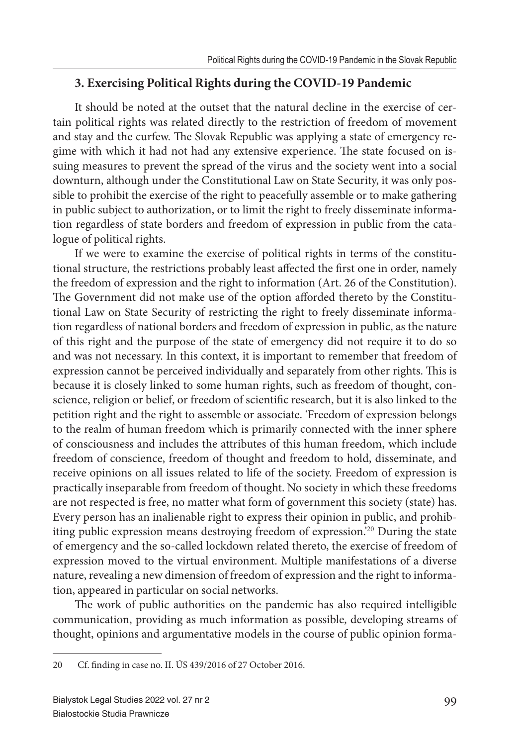## 3. Exercising Political Rights during the COVID-19 Pandemic

It should be noted at the outset that the natural decline in the exercise of certain political rights was related directly to the restriction of freedom of movement and stay and the curfew. The Slovak Republic was applying a state of emergency regime with which it had not had any extensive experience. The state focused on issuing measures to prevent the spread of the virus and the society went into a social downturn, although under the Constitutional Law on State Security, it was only possible to prohibit the exercise of the right to peacefully assemble or to make gathering in public subject to authorization, or to limit the right to freely disseminate information regardless of state borders and freedom of expression in public from the catalogue of political rights.

If we were to examine the exercise of political rights in terms of the constitutional structure, the restrictions probably least affected the first one in order, namely the freedom of expression and the right to information (Art. 26 of the Constitution). The Government did not make use of the option afforded thereto by the Constitutional Law on State Security of restricting the right to freely disseminate information regardless of national borders and freedom of expression in public, as the nature of this right and the purpose of the state of emergency did not require it to do so and was not necessary. In this context, it is important to remember that freedom of expression cannot be perceived individually and separately from other rights. This is because it is closely linked to some human rights, such as freedom of thought, conscience, religion or belief, or freedom of scientific research, but it is also linked to the petition right and the right to assemble or associate. 'Freedom of expression belongs to the realm of human freedom which is primarily connected with the inner sphere of consciousness and includes the attributes of this human freedom, which include freedom of conscience, freedom of thought and freedom to hold, disseminate, and receive opinions on all issues related to life of the society. Freedom of expression is practically inseparable from freedom of thought. No society in which these freedoms are not respected is free, no matter what form of government this society (state) has. Every person has an inalienable right to express their opinion in public, and prohibiting public expression means destroying freedom of expression.'[20] During the state of emergency and the so-called lockdown related thereto, the exercise of freedom of expression moved to the virtual environment. Multiple manifestations of a diverse nature, revealing a new dimension of freedom of expression and the right to information, appeared in particular on social networks.

The work of public authorities on the pandemic has also required intelligible communication, providing as much information as possible, developing streams of thought, opinions and argumentative models in the course of public opinion forma-

---

20 Cf. finding in case no. II. ÚS 439/2016 of 27 October 2016.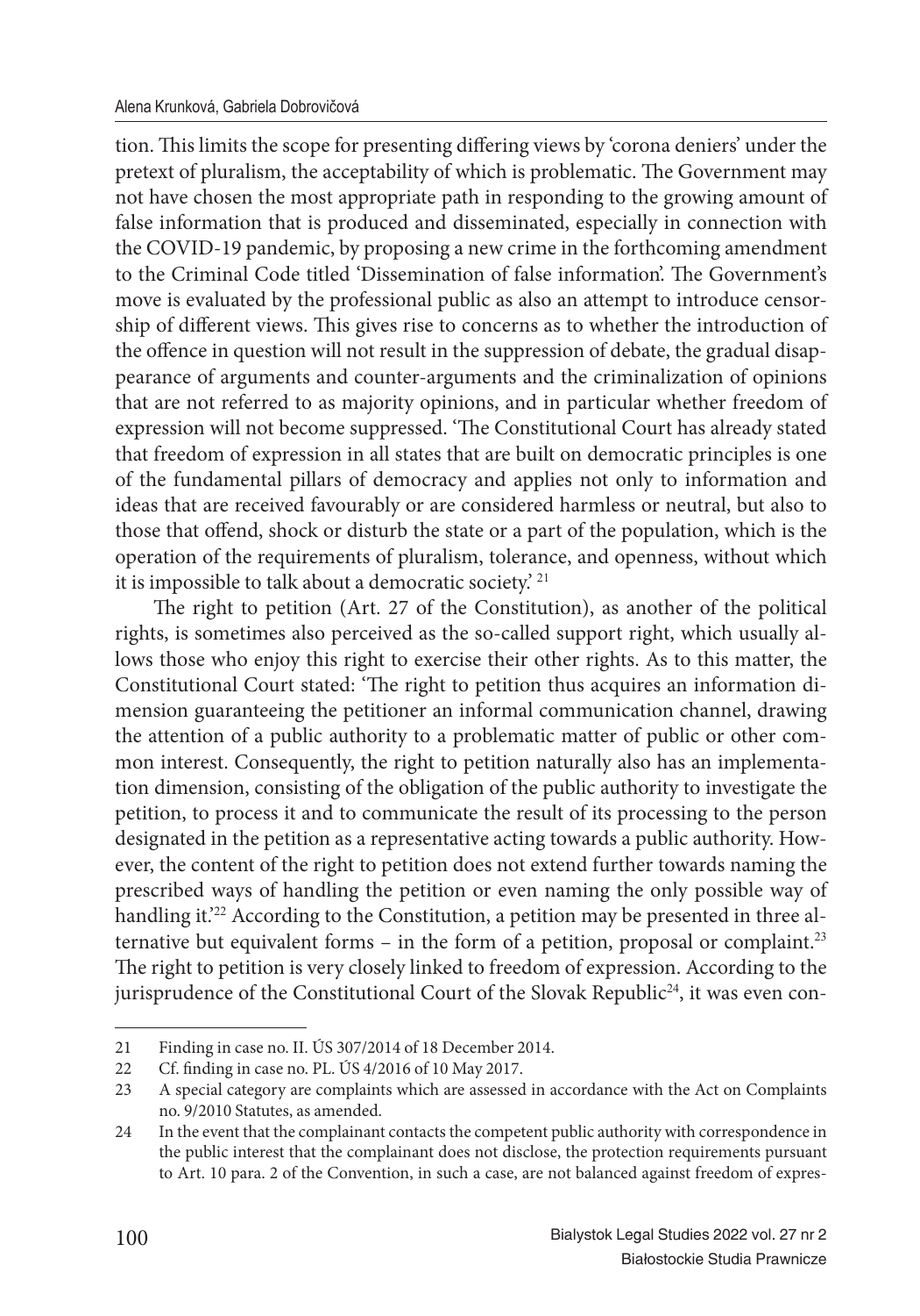tion. This limits the scope for presenting differing views by 'corona deniers' under the pretext of pluralism, the acceptability of which is problematic. The Government may not have chosen the most appropriate path in responding to the growing amount of false information that is produced and disseminated, especially in connection with the COVID-19 pandemic, by proposing a new crime in the forthcoming amendment to the Criminal Code titled 'Dissemination of false information'. The Government's move is evaluated by the professional public as also an attempt to introduce censorship of different views. This gives rise to concerns as to whether the introduction of the offence in question will not result in the suppression of debate, the gradual disappearance of arguments and counter-arguments and the criminalization of opinions that are not referred to as majority opinions, and in particular whether freedom of expression will not become suppressed. 'The Constitutional Court has already stated that freedom of expression in all states that are built on democratic principles is one of the fundamental pillars of democracy and applies not only to information and ideas that are received favourably or are considered harmless or neutral, but also to those that offend, shock or disturb the state or a part of the population, which is the operation of the requirements of pluralism, tolerance, and openness, without which it is impossible to talk about a democratic society.' [21]

The right to petition (Art. 27 of the Constitution), as another of the political rights, is sometimes also perceived as the so-called support right, which usually allows those who enjoy this right to exercise their other rights. As to this matter, the Constitutional Court stated: 'The right to petition thus acquires an information dimension guaranteeing the petitioner an informal communication channel, drawing the attention of a public authority to a problematic matter of public or other common interest. Consequently, the right to petition naturally also has an implementation dimension, consisting of the obligation of the public authority to investigate the petition, to process it and to communicate the result of its processing to the person designated in the petition as a representative acting towards a public authority. However, the content of the right to petition does not extend further towards naming the prescribed ways of handling the petition or even naming the only possible way of handling it.'[22] According to the Constitution, a petition may be presented in three alternative but equivalent forms – in the form of a petition, proposal or complaint.[23] The right to petition is very closely linked to freedom of expression. According to the jurisprudence of the Constitutional Court of the Slovak Republic[24], it was even con-

---

21 Finding in case no. II. ÚS 307/2014 of 18 December 2014.

22 Cf. finding in case no. PL. ÚS 4/2016 of 10 May 2017.

23 A special category are complaints which are assessed in accordance with the Act on Complaints no. 9/2010 Statutes, as amended.

24 In the event that the complainant contacts the competent public authority with correspondence in the public interest that the complainant does not disclose, the protection requirements pursuant to Art. 10 para. 2 of the Convention, in such a case, are not balanced against freedom of expres-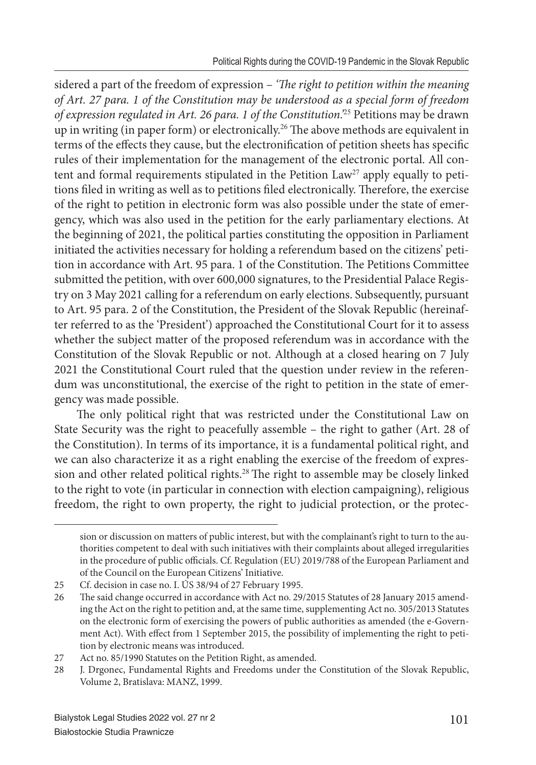sidered a part of the freedom of expression – *'The right to petition within the meaning of Art. 27 para. 1 of the Constitution may be understood as a special form of freedom of expression regulated in Art. 26 para. 1 of the Constitution.'*[25] Petitions may be drawn up in writing (in paper form) or electronically.[26] The above methods are equivalent in terms of the effects they cause, but the electronification of petition sheets has specific rules of their implementation for the management of the electronic portal. All content and formal requirements stipulated in the Petition Law[27] apply equally to petitions filed in writing as well as to petitions filed electronically. Therefore, the exercise of the right to petition in electronic form was also possible under the state of emergency, which was also used in the petition for the early parliamentary elections. At the beginning of 2021, the political parties constituting the opposition in Parliament initiated the activities necessary for holding a referendum based on the citizens' petition in accordance with Art. 95 para. 1 of the Constitution. The Petitions Committee submitted the petition, with over 600,000 signatures, to the Presidential Palace Registry on 3 May 2021 calling for a referendum on early elections. Subsequently, pursuant to Art. 95 para. 2 of the Constitution, the President of the Slovak Republic (hereinafter referred to as the 'President') approached the Constitutional Court for it to assess whether the subject matter of the proposed referendum was in accordance with the Constitution of the Slovak Republic or not. Although at a closed hearing on 7 July 2021 the Constitutional Court ruled that the question under review in the referendum was unconstitutional, the exercise of the right to petition in the state of emergency was made possible.

The only political right that was restricted under the Constitutional Law on State Security was the right to peacefully assemble – the right to gather (Art. 28 of the Constitution). In terms of its importance, it is a fundamental political right, and we can also characterize it as a right enabling the exercise of the freedom of expression and other related political rights.[28] The right to assemble may be closely linked to the right to vote (in particular in connection with election campaigning), religious freedom, the right to own property, the right to judicial protection, or the protec-

---

sion or discussion on matters of public interest, but with the complainant's right to turn to the authorities competent to deal with such initiatives with their complaints about alleged irregularities in the procedure of public officials. Cf. Regulation (EU) 2019/788 of the European Parliament and of the Council on the European Citizens' Initiative.

25 Cf. decision in case no. I. ÚS 38/94 of 27 February 1995.

26 The said change occurred in accordance with Act no. 29/2015 Statutes of 28 January 2015 amending the Act on the right to petition and, at the same time, supplementing Act no. 305/2013 Statutes on the electronic form of exercising the powers of public authorities as amended (the e-Government Act). With effect from 1 September 2015, the possibility of implementing the right to petition by electronic means was introduced.

27 Act no. 85/1990 Statutes on the Petition Right, as amended.

28 J. Drgonec, Fundamental Rights and Freedoms under the Constitution of the Slovak Republic, Volume 2, Bratislava: MANZ, 1999.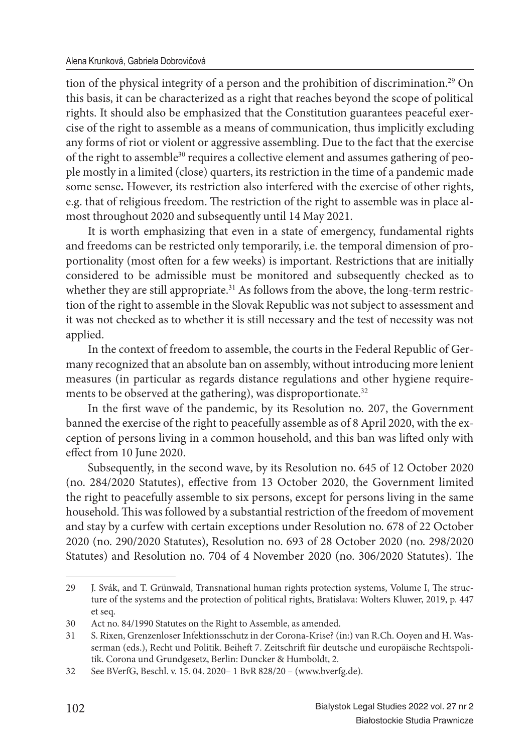tion of the physical integrity of a person and the prohibition of discrimination.[29] On this basis, it can be characterized as a right that reaches beyond the scope of political rights. It should also be emphasized that the Constitution guarantees peaceful exercise of the right to assemble as a means of communication, thus implicitly excluding any forms of riot or violent or aggressive assembling. Due to the fact that the exercise of the right to assemble[30] requires a collective element and assumes gathering of people mostly in a limited (close) quarters, its restriction in the time of a pandemic made some sense**.** However, its restriction also interfered with the exercise of other rights, e.g. that of religious freedom. The restriction of the right to assemble was in place almost throughout 2020 and subsequently until 14 May 2021.

It is worth emphasizing that even in a state of emergency, fundamental rights and freedoms can be restricted only temporarily, i.e. the temporal dimension of proportionality (most often for a few weeks) is important. Restrictions that are initially considered to be admissible must be monitored and subsequently checked as to whether they are still appropriate.[31] As follows from the above, the long-term restriction of the right to assemble in the Slovak Republic was not subject to assessment and it was not checked as to whether it is still necessary and the test of necessity was not applied.

In the context of freedom to assemble, the courts in the Federal Republic of Germany recognized that an absolute ban on assembly, without introducing more lenient measures (in particular as regards distance regulations and other hygiene requirements to be observed at the gathering), was disproportionate.[32]

In the first wave of the pandemic, by its Resolution no. 207, the Government banned the exercise of the right to peacefully assemble as of 8 April 2020, with the exception of persons living in a common household, and this ban was lifted only with effect from 10 June 2020.

Subsequently, in the second wave, by its Resolution no. 645 of 12 October 2020 (no. 284/2020 Statutes), effective from 13 October 2020, the Government limited the right to peacefully assemble to six persons, except for persons living in the same household. This was followed by a substantial restriction of the freedom of movement and stay by a curfew with certain exceptions under Resolution no. 678 of 22 October 2020 (no. 290/2020 Statutes), Resolution no. 693 of 28 October 2020 (no. 298/2020 Statutes) and Resolution no. 704 of 4 November 2020 (no. 306/2020 Statutes). The

---

29 J. Svák, and T. Grünwald, Transnational human rights protection systems, Volume I, The structure of the systems and the protection of political rights, Bratislava: Wolters Kluwer, 2019, p. 447 et seq.

30 Act no. 84/1990 Statutes on the Right to Assemble, as amended.

31 S. Rixen, Grenzenloser Infektionsschutz in der Corona-Krise? (in:) van R.Ch. Ooyen and H. Wasserman (eds.), Recht und Politik. Beiheft 7. Zeitschrift für deutsche und europäische Rechtspolitik. Corona und Grundgesetz, Berlin: Duncker & Humboldt, 2.

32 See BVerfG, Beschl. v. 15. 04. 2020– 1 BvR 828/20 – (www.bverfg.de).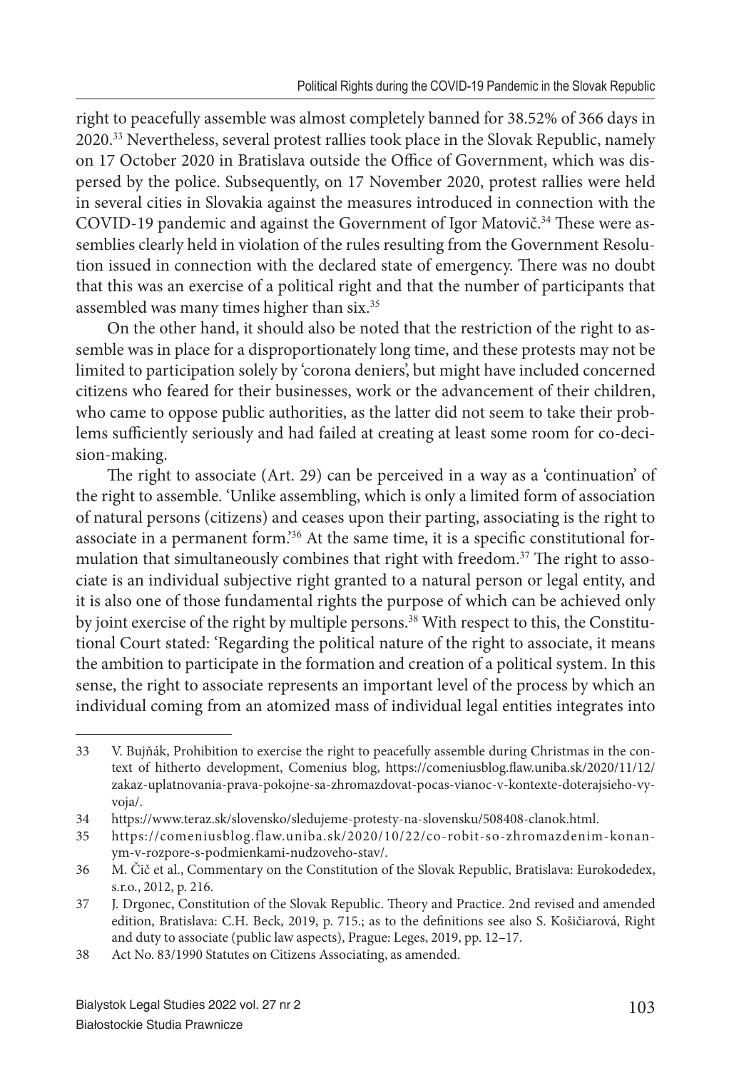right to peacefully assemble was almost completely banned for 38.52% of 366 days in 2020.[33] Nevertheless, several protest rallies took place in the Slovak Republic, namely on 17 October 2020 in Bratislava outside the Office of Government, which was dispersed by the police. Subsequently, on 17 November 2020, protest rallies were held in several cities in Slovakia against the measures introduced in connection with the COVID-19 pandemic and against the Government of Igor Matovič.[34] These were assemblies clearly held in violation of the rules resulting from the Government Resolution issued in connection with the declared state of emergency. There was no doubt that this was an exercise of a political right and that the number of participants that assembled was many times higher than six.[35]

On the other hand, it should also be noted that the restriction of the right to assemble was in place for a disproportionately long time, and these protests may not be limited to participation solely by 'corona deniers', but might have included concerned citizens who feared for their businesses, work or the advancement of their children, who came to oppose public authorities, as the latter did not seem to take their problems sufficiently seriously and had failed at creating at least some room for co-decision-making.

The right to associate (Art. 29) can be perceived in a way as a 'continuation' of the right to assemble. 'Unlike assembling, which is only a limited form of association of natural persons (citizens) and ceases upon their parting, associating is the right to associate in a permanent form.'[36] At the same time, it is a specific constitutional formulation that simultaneously combines that right with freedom.[37] The right to associate is an individual subjective right granted to a natural person or legal entity, and it is also one of those fundamental rights the purpose of which can be achieved only by joint exercise of the right by multiple persons.[38] With respect to this, the Constitutional Court stated: 'Regarding the political nature of the right to associate, it means the ambition to participate in the formation and creation of a political system. In this sense, the right to associate represents an important level of the process by which an individual coming from an atomized mass of individual legal entities integrates into

---

33 V. Bujňák, Prohibition to exercise the right to peacefully assemble during Christmas in the context of hitherto development, Comenius blog, https://comeniusblog.flaw.uniba.sk/2020/11/12/zakaz-uplatnovania-prava-pokojne-sa-zhromazdovat-pocas-vianoc-v-kontexte-doterajsieho-vyvoja/.

34 https://www.teraz.sk/slovensko/sledujeme-protesty-na-slovensku/508408-clanok.html.

35 https://comeniusblog.flaw.uniba.sk/2020/10/22/co-robit-so-zhromazdenim-konanym-v-rozpore-s-podmienkami-nudzoveho-stav/.

36 M. Čič et al., Commentary on the Constitution of the Slovak Republic, Bratislava: Eurokodedex, s.r.o., 2012, p. 216.

37 J. Drgonec, Constitution of the Slovak Republic. Theory and Practice. 2nd revised and amended edition, Bratislava: C.H. Beck, 2019, p. 715.; as to the definitions see also S. Košičiarová, Right and duty to associate (public law aspects), Prague: Leges, 2019, pp. 12–17.

38 Act No. 83/1990 Statutes on Citizens Associating, as amended.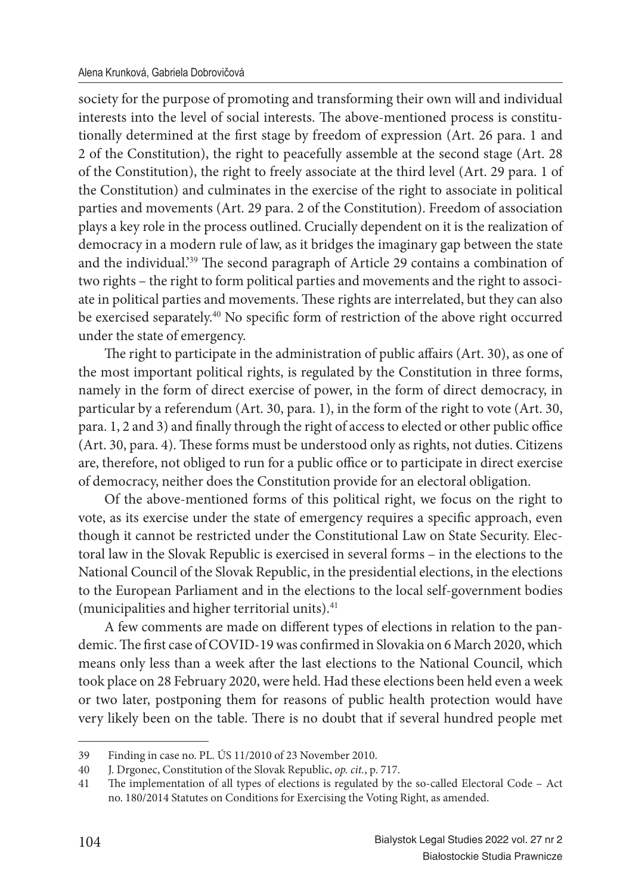society for the purpose of promoting and transforming their own will and individual interests into the level of social interests. The above-mentioned process is constitutionally determined at the first stage by freedom of expression (Art. 26 para. 1 and 2 of the Constitution), the right to peacefully assemble at the second stage (Art. 28 of the Constitution), the right to freely associate at the third level (Art. 29 para. 1 of the Constitution) and culminates in the exercise of the right to associate in political parties and movements (Art. 29 para. 2 of the Constitution). Freedom of association plays a key role in the process outlined. Crucially dependent on it is the realization of democracy in a modern rule of law, as it bridges the imaginary gap between the state and the individual.'[39] The second paragraph of Article 29 contains a combination of two rights – the right to form political parties and movements and the right to associate in political parties and movements. These rights are interrelated, but they can also be exercised separately.[40] No specific form of restriction of the above right occurred under the state of emergency.

The right to participate in the administration of public affairs (Art. 30), as one of the most important political rights, is regulated by the Constitution in three forms, namely in the form of direct exercise of power, in the form of direct democracy, in particular by a referendum (Art. 30, para. 1), in the form of the right to vote (Art. 30, para. 1, 2 and 3) and finally through the right of access to elected or other public office (Art. 30, para. 4). These forms must be understood only as rights, not duties. Citizens are, therefore, not obliged to run for a public office or to participate in direct exercise of democracy, neither does the Constitution provide for an electoral obligation.

Of the above-mentioned forms of this political right, we focus on the right to vote, as its exercise under the state of emergency requires a specific approach, even though it cannot be restricted under the Constitutional Law on State Security. Electoral law in the Slovak Republic is exercised in several forms – in the elections to the National Council of the Slovak Republic, in the presidential elections, in the elections to the European Parliament and in the elections to the local self-government bodies (municipalities and higher territorial units).[41]

A few comments are made on different types of elections in relation to the pandemic. The first case of COVID-19 was confirmed in Slovakia on 6 March 2020, which means only less than a week after the last elections to the National Council, which took place on 28 February 2020, were held. Had these elections been held even a week or two later, postponing them for reasons of public health protection would have very likely been on the table. There is no doubt that if several hundred people met

---

39 Finding in case no. PL. ÚS 11/2010 of 23 November 2010.

40 J. Drgonec, Constitution of the Slovak Republic, *op. cit.*, p. 717.

41 The implementation of all types of elections is regulated by the so-called Electoral Code – Act no. 180/2014 Statutes on Conditions for Exercising the Voting Right, as amended.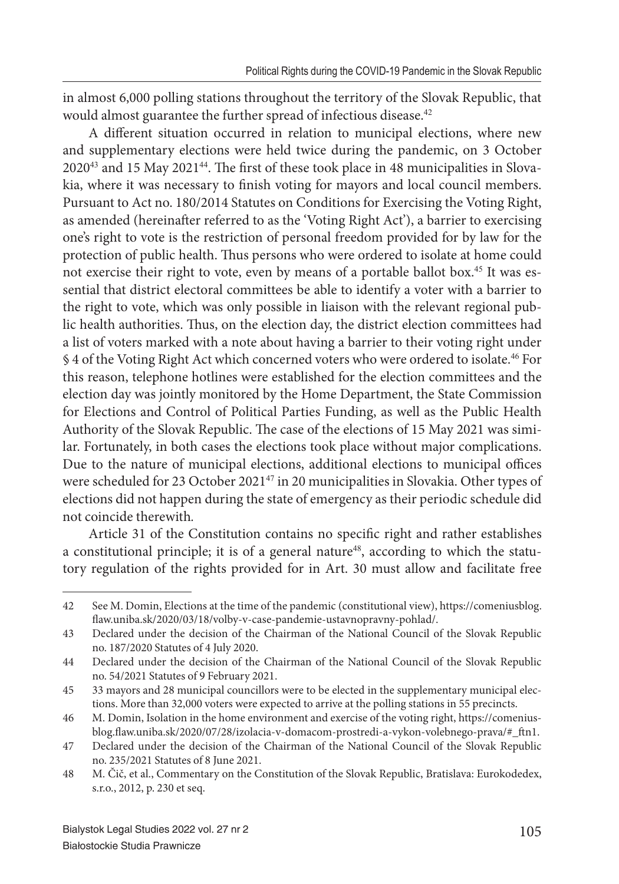in almost 6,000 polling stations throughout the territory of the Slovak Republic, that would almost guarantee the further spread of infectious disease.[42]

A different situation occurred in relation to municipal elections, where new and supplementary elections were held twice during the pandemic, on 3 October 2020[43] and 15 May 2021[44]. The first of these took place in 48 municipalities in Slovakia, where it was necessary to finish voting for mayors and local council members. Pursuant to Act no. 180/2014 Statutes on Conditions for Exercising the Voting Right, as amended (hereinafter referred to as the 'Voting Right Act'), a barrier to exercising one's right to vote is the restriction of personal freedom provided for by law for the protection of public health. Thus persons who were ordered to isolate at home could not exercise their right to vote, even by means of a portable ballot box.[45] It was essential that district electoral committees be able to identify a voter with a barrier to the right to vote, which was only possible in liaison with the relevant regional public health authorities. Thus, on the election day, the district election committees had a list of voters marked with a note about having a barrier to their voting right under § 4 of the Voting Right Act which concerned voters who were ordered to isolate.[46] For this reason, telephone hotlines were established for the election committees and the election day was jointly monitored by the Home Department, the State Commission for Elections and Control of Political Parties Funding, as well as the Public Health Authority of the Slovak Republic. The case of the elections of 15 May 2021 was similar. Fortunately, in both cases the elections took place without major complications. Due to the nature of municipal elections, additional elections to municipal offices were scheduled for 23 October 2021[47] in 20 municipalities in Slovakia. Other types of elections did not happen during the state of emergency as their periodic schedule did not coincide therewith.

Article 31 of the Constitution contains no specific right and rather establishes a constitutional principle; it is of a general nature[48], according to which the statutory regulation of the rights provided for in Art. 30 must allow and facilitate free

---

42 See M. Domin, Elections at the time of the pandemic (constitutional view), https://comeniusblog.flaw.uniba.sk/2020/03/18/volby-v-case-pandemie-ustavnopravny-pohlad/.

43 Declared under the decision of the Chairman of the National Council of the Slovak Republic no. 187/2020 Statutes of 4 July 2020.

44 Declared under the decision of the Chairman of the National Council of the Slovak Republic no. 54/2021 Statutes of 9 February 2021.

45 33 mayors and 28 municipal councillors were to be elected in the supplementary municipal elections. More than 32,000 voters were expected to arrive at the polling stations in 55 precincts.

46 M. Domin, Isolation in the home environment and exercise of the voting right, https://comeniusblog.flaw.uniba.sk/2020/07/28/izolacia-v-domacom-prostredi-a-vykon-volebnego-prava/#_ftn1.

47 Declared under the decision of the Chairman of the National Council of the Slovak Republic no. 235/2021 Statutes of 8 June 2021.

48 M. Čič, et al., Commentary on the Constitution of the Slovak Republic, Bratislava: Eurokodedex, s.r.o., 2012, p. 230 et seq.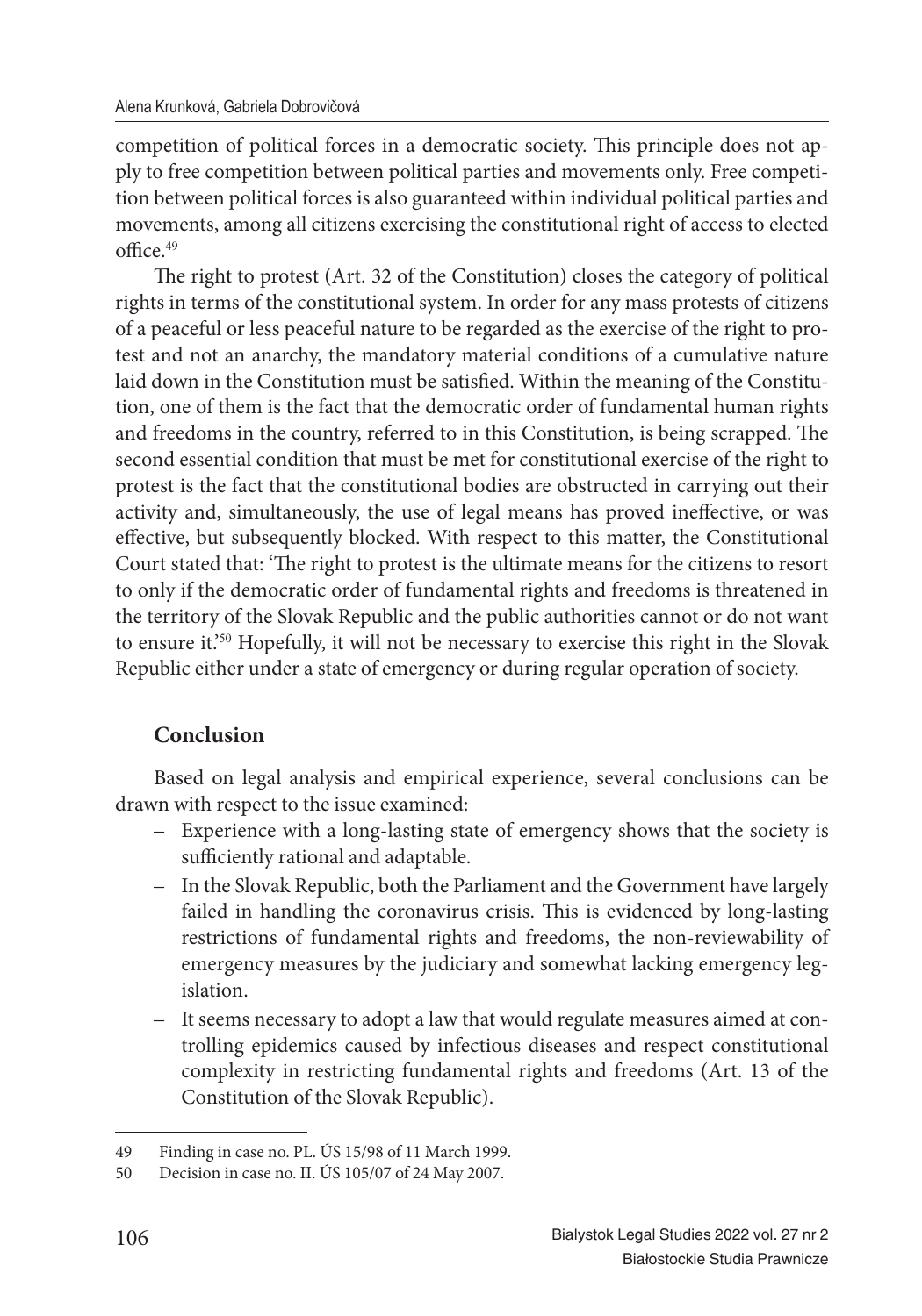competition of political forces in a democratic society. This principle does not apply to free competition between political parties and movements only. Free competition between political forces is also guaranteed within individual political parties and movements, among all citizens exercising the constitutional right of access to elected office.[49]

The right to protest (Art. 32 of the Constitution) closes the category of political rights in terms of the constitutional system. In order for any mass protests of citizens of a peaceful or less peaceful nature to be regarded as the exercise of the right to protest and not an anarchy, the mandatory material conditions of a cumulative nature laid down in the Constitution must be satisfied. Within the meaning of the Constitution, one of them is the fact that the democratic order of fundamental human rights and freedoms in the country, referred to in this Constitution, is being scrapped. The second essential condition that must be met for constitutional exercise of the right to protest is the fact that the constitutional bodies are obstructed in carrying out their activity and, simultaneously, the use of legal means has proved ineffective, or was effective, but subsequently blocked. With respect to this matter, the Constitutional Court stated that: 'The right to protest is the ultimate means for the citizens to resort to only if the democratic order of fundamental rights and freedoms is threatened in the territory of the Slovak Republic and the public authorities cannot or do not want to ensure it.'[50] Hopefully, it will not be necessary to exercise this right in the Slovak Republic either under a state of emergency or during regular operation of society.

## Conclusion

Based on legal analysis and empirical experience, several conclusions can be drawn with respect to the issue examined:

- Experience with a long-lasting state of emergency shows that the society is sufficiently rational and adaptable.
- In the Slovak Republic, both the Parliament and the Government have largely failed in handling the coronavirus crisis. This is evidenced by long-lasting restrictions of fundamental rights and freedoms, the non-reviewability of emergency measures by the judiciary and somewhat lacking emergency legislation.
- It seems necessary to adopt a law that would regulate measures aimed at controlling epidemics caused by infectious diseases and respect constitutional complexity in restricting fundamental rights and freedoms (Art. 13 of the Constitution of the Slovak Republic).

---

49 Finding in case no. PL. ÚS 15/98 of 11 March 1999.

50 Decision in case no. II. ÚS 105/07 of 24 May 2007.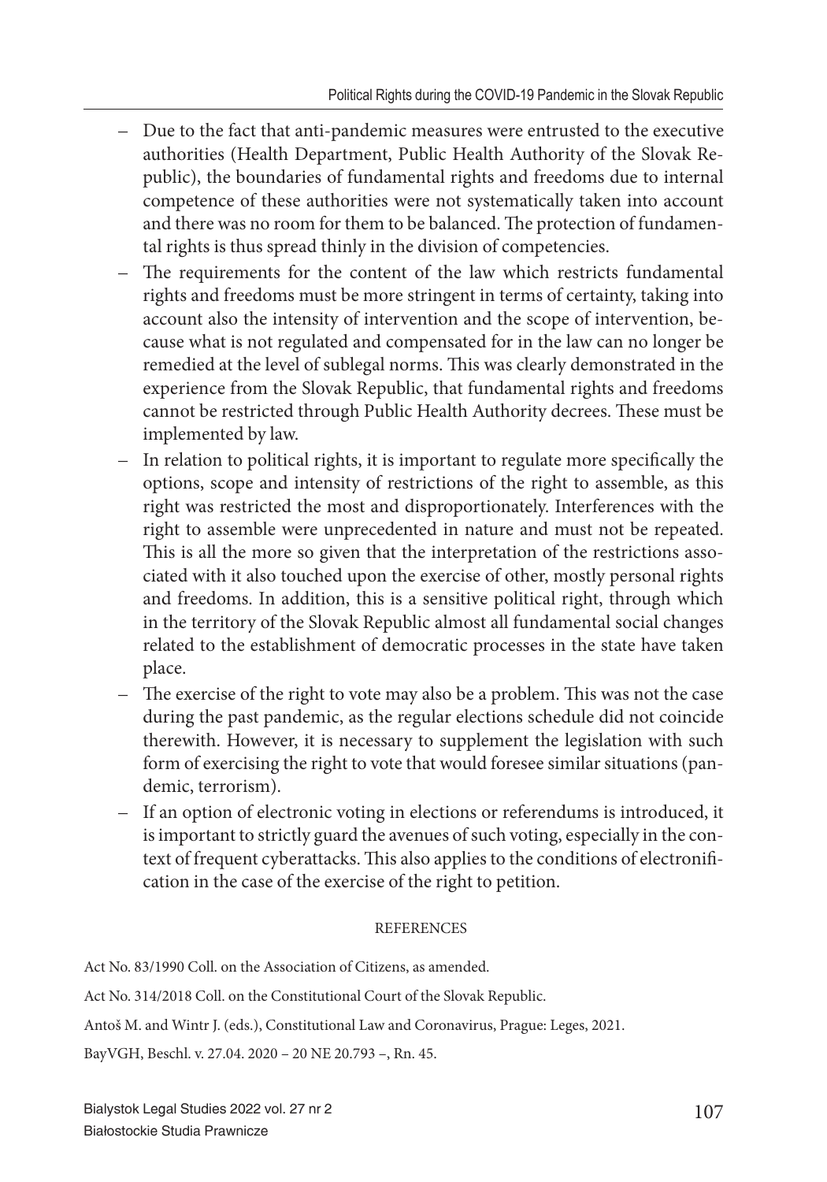- Due to the fact that anti-pandemic measures were entrusted to the executive authorities (Health Department, Public Health Authority of the Slovak Republic), the boundaries of fundamental rights and freedoms due to internal competence of these authorities were not systematically taken into account and there was no room for them to be balanced. The protection of fundamental rights is thus spread thinly in the division of competencies.
- The requirements for the content of the law which restricts fundamental rights and freedoms must be more stringent in terms of certainty, taking into account also the intensity of intervention and the scope of intervention, because what is not regulated and compensated for in the law can no longer be remedied at the level of sublegal norms. This was clearly demonstrated in the experience from the Slovak Republic, that fundamental rights and freedoms cannot be restricted through Public Health Authority decrees. These must be implemented by law.
- In relation to political rights, it is important to regulate more specifically the options, scope and intensity of restrictions of the right to assemble, as this right was restricted the most and disproportionately. Interferences with the right to assemble were unprecedented in nature and must not be repeated. This is all the more so given that the interpretation of the restrictions associated with it also touched upon the exercise of other, mostly personal rights and freedoms. In addition, this is a sensitive political right, through which in the territory of the Slovak Republic almost all fundamental social changes related to the establishment of democratic processes in the state have taken place.
- The exercise of the right to vote may also be a problem. This was not the case during the past pandemic, as the regular elections schedule did not coincide therewith. However, it is necessary to supplement the legislation with such form of exercising the right to vote that would foresee similar situations (pandemic, terrorism).
- If an option of electronic voting in elections or referendums is introduced, it is important to strictly guard the avenues of such voting, especially in the context of frequent cyberattacks. This also applies to the conditions of electronification in the case of the exercise of the right to petition.

## REFERENCES

Act No. 83/1990 Coll. on the Association of Citizens, as amended.

Act No. 314/2018 Coll. on the Constitutional Court of the Slovak Republic.

Antoš M. and Wintr J. (eds.), Constitutional Law and Coronavirus, Prague: Leges, 2021.

BayVGH, Beschl. v. 27.04. 2020 – 20 NE 20.793 –, Rn. 45.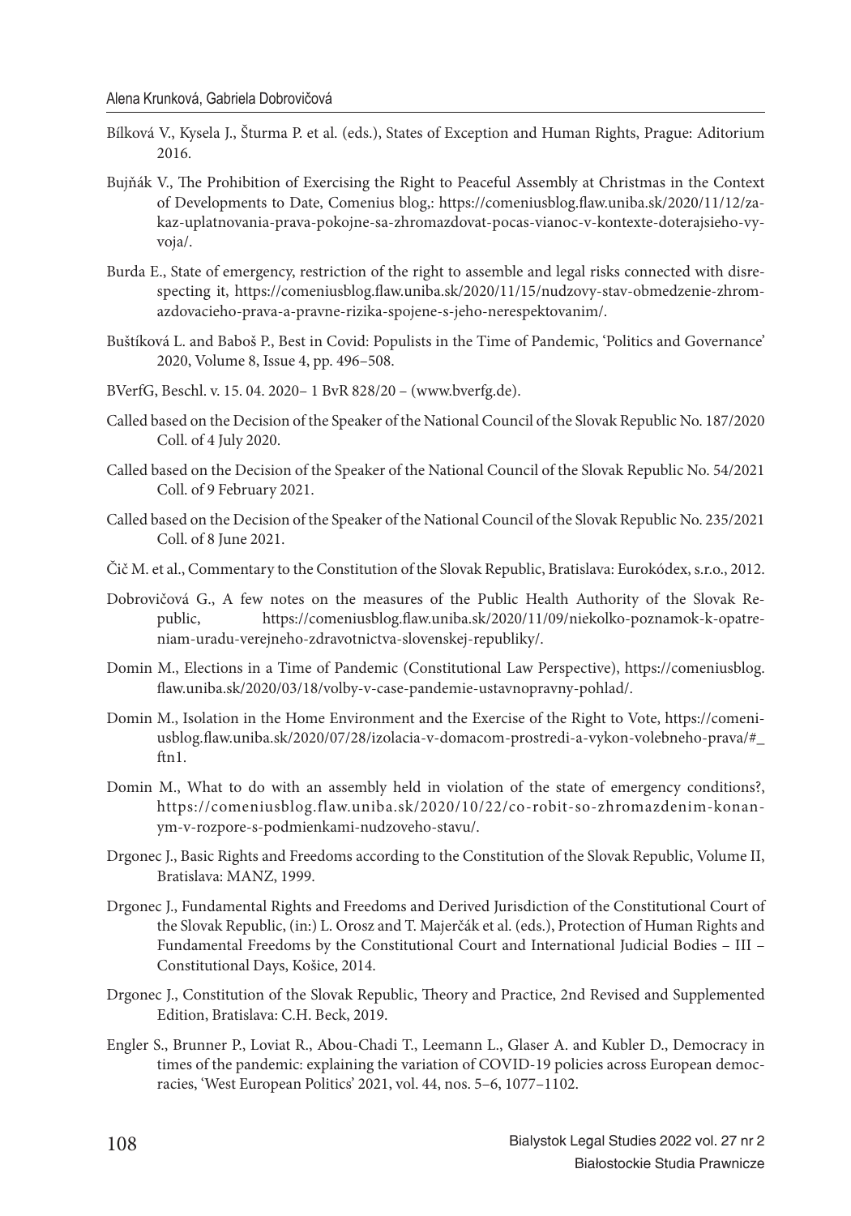Bílková V., Kysela J., Šturma P. et al. (eds.), States of Exception and Human Rights, Prague: Aditorium 2016.

Bujňák V., The Prohibition of Exercising the Right to Peaceful Assembly at Christmas in the Context of Developments to Date, Comenius blog,: https://comeniusblog.flaw.uniba.sk/2020/11/12/zakaz-uplatnovania-prava-pokojne-sa-zhromazdovat-pocas-vianoc-v-kontexte-doterajsieho-vyvoja/.

Burda E., State of emergency, restriction of the right to assemble and legal risks connected with disrespecting it, https://comeniusblog.flaw.uniba.sk/2020/11/15/nudzovy-stav-obmedzenie-zhromazdovacieho-prava-a-pravne-rizika-spojene-s-jeho-nerespektovanim/.

Buštíková L. and Baboš P., Best in Covid: Populists in the Time of Pandemic, 'Politics and Governance' 2020, Volume 8, Issue 4, pp. 496–508.

BVerfG, Beschl. v. 15. 04. 2020– 1 BvR 828/20 – (www.bverfg.de).

Called based on the Decision of the Speaker of the National Council of the Slovak Republic No. 187/2020 Coll. of 4 July 2020.

Called based on the Decision of the Speaker of the National Council of the Slovak Republic No. 54/2021 Coll. of 9 February 2021.

Called based on the Decision of the Speaker of the National Council of the Slovak Republic No. 235/2021 Coll. of 8 June 2021.

Čič M. et al., Commentary to the Constitution of the Slovak Republic, Bratislava: Eurokódex, s.r.o., 2012.

Dobrovičová G., A few notes on the measures of the Public Health Authority of the Slovak Republic, https://comeniusblog.flaw.uniba.sk/2020/11/09/niekolko-poznamok-k-opatreniam-uradu-verejneho-zdravotnictva-slovenskej-republiky/.

Domin M., Elections in a Time of Pandemic (Constitutional Law Perspective), https://comeniusblog.flaw.uniba.sk/2020/03/18/volby-v-case-pandemie-ustavnopravny-pohlad/.

Domin M., Isolation in the Home Environment and the Exercise of the Right to Vote, https://comeniusblog.flaw.uniba.sk/2020/07/28/izolacia-v-domacom-prostredi-a-vykon-volebneho-prava/#_ftn1.

Domin M., What to do with an assembly held in violation of the state of emergency conditions?, https://comeniusblog.flaw.uniba.sk/2020/10/22/co-robit-so-zhromazdenim-konanym-v-rozpore-s-podmienkami-nudzoveho-stavu/.

Drgonec J., Basic Rights and Freedoms according to the Constitution of the Slovak Republic, Volume II, Bratislava: MANZ, 1999.

Drgonec J., Fundamental Rights and Freedoms and Derived Jurisdiction of the Constitutional Court of the Slovak Republic, (in:) L. Orosz and T. Majerčák et al. (eds.), Protection of Human Rights and Fundamental Freedoms by the Constitutional Court and International Judicial Bodies – III – Constitutional Days, Košice, 2014.

Drgonec J., Constitution of the Slovak Republic, Theory and Practice, 2nd Revised and Supplemented Edition, Bratislava: C.H. Beck, 2019.

Engler S., Brunner P., Loviat R., Abou-Chadi T., Leemann L., Glaser A. and Kubler D., Democracy in times of the pandemic: explaining the variation of COVID-19 policies across European democracies, 'West European Politics' 2021, vol. 44, nos. 5–6, 1077–1102.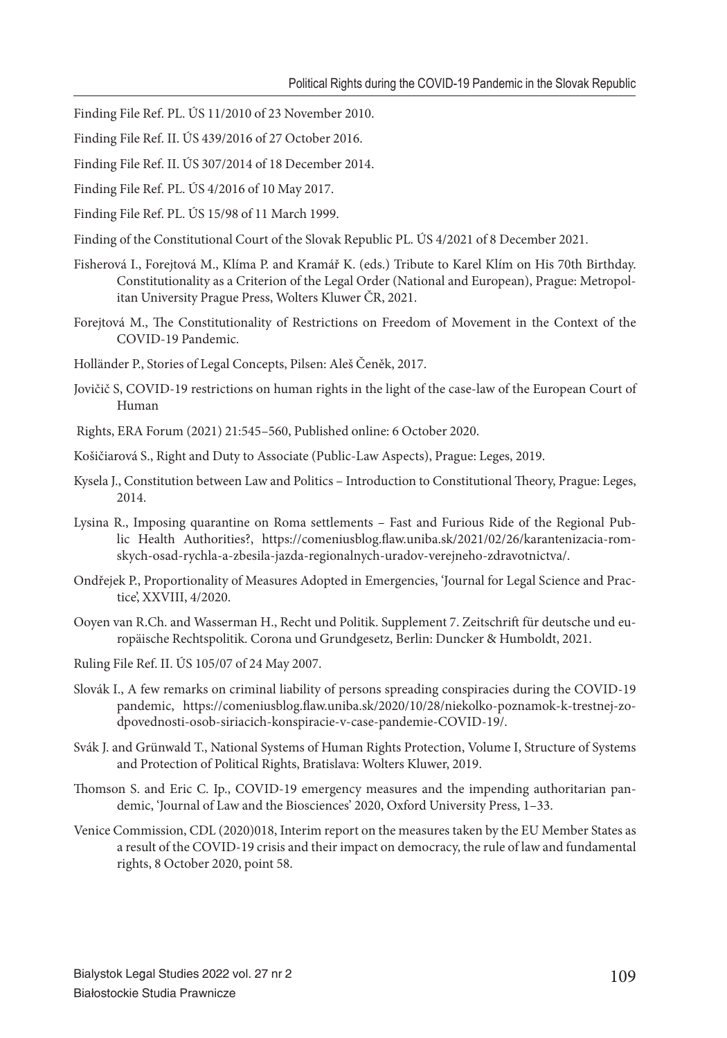Finding File Ref. PL. ÚS 11/2010 of 23 November 2010.

Finding File Ref. II. ÚS 439/2016 of 27 October 2016.

Finding File Ref. II. ÚS 307/2014 of 18 December 2014.

Finding File Ref. PL. ÚS 4/2016 of 10 May 2017.

Finding File Ref. PL. ÚS 15/98 of 11 March 1999.

Finding of the Constitutional Court of the Slovak Republic PL. ÚS 4/2021 of 8 December 2021.

Fisherová I., Forejtová M., Klíma P. and Kramář K. (eds.) Tribute to Karel Klím on His 70th Birthday. Constitutionality as a Criterion of the Legal Order (National and European), Prague: Metropolitan University Prague Press, Wolters Kluwer ČR, 2021.

Forejtová M., The Constitutionality of Restrictions on Freedom of Movement in the Context of the COVID-19 Pandemic.

Holländer P., Stories of Legal Concepts, Pilsen: Aleš Čeněk, 2017.

Jovičič S, COVID-19 restrictions on human rights in the light of the case-law of the European Court of Human

Rights, ERA Forum (2021) 21:545–560, Published online: 6 October 2020.

Košičiarová S., Right and Duty to Associate (Public-Law Aspects), Prague: Leges, 2019.

Kysela J., Constitution between Law and Politics – Introduction to Constitutional Theory, Prague: Leges, 2014.

Lysina R., Imposing quarantine on Roma settlements – Fast and Furious Ride of the Regional Public Health Authorities?, https://comeniusblog.flaw.uniba.sk/2021/02/26/karantenizacia-romskych-osad-rychla-a-zbesila-jazda-regionalnych-uradov-verejneho-zdravotnictva/.

Ondřejek P., Proportionality of Measures Adopted in Emergencies, 'Journal for Legal Science and Practice', XXVIII, 4/2020.

Ooyen van R.Ch. and Wasserman H., Recht und Politik. Supplement 7. Zeitschrift für deutsche und europäische Rechtspolitik. Corona und Grundgesetz, Berlin: Duncker & Humboldt, 2021.

Ruling File Ref. II. ÚS 105/07 of 24 May 2007.

Slovák I., A few remarks on criminal liability of persons spreading conspiracies during the COVID-19 pandemic, https://comeniusblog.flaw.uniba.sk/2020/10/28/niekolko-poznamok-k-trestnej-zodpovednosti-osob-siriacich-konspiracie-v-case-pandemie-COVID-19/.

Svák J. and Grünwald T., National Systems of Human Rights Protection, Volume I, Structure of Systems and Protection of Political Rights, Bratislava: Wolters Kluwer, 2019.

Thomson S. and Eric C. Ip., COVID-19 emergency measures and the impending authoritarian pandemic, 'Journal of Law and the Biosciences' 2020, Oxford University Press, 1–33.

Venice Commission, CDL (2020)018, Interim report on the measures taken by the EU Member States as a result of the COVID-19 crisis and their impact on democracy, the rule of law and fundamental rights, 8 October 2020, point 58.